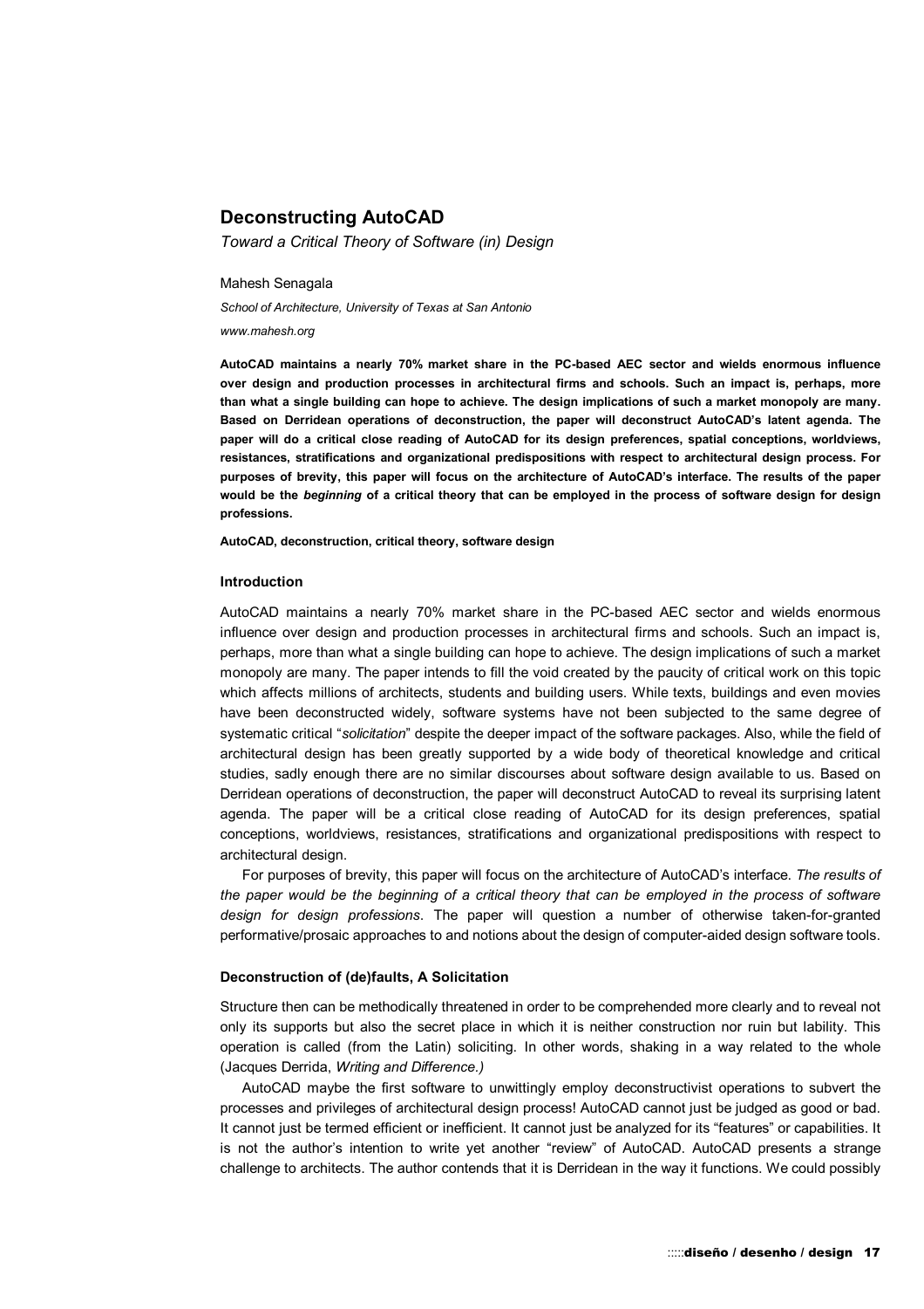# Deconstructing AutoCAD

*Toward a Critical Theory of Software (in) Design*

Mahesh Senagala

*School of Architecture, University of Texas at San Antonio*

*www.mahesh.org*

**AutoCAD maintains a nearly 70% market share in the PC-based AEC sector and wields enormous influence over design and production processes in architectural firms and schools. Such an impact is, perhaps, more than what a single building can hope to achieve. The design implications of such a market monopoly are many. Based on Derridean operations of deconstruction, the paper will deconstruct AutoCAD's latent agenda. The paper will do a critical close reading of AutoCAD for its design preferences, spatial conceptions, worldviews, resistances, stratifications and organizational predispositions with respect to architectural design process. For purposes of brevity, this paper will focus on the architecture of AutoCAD's interface. The results of the paper would be the *beginning* of a critical theory that can be employed in the process of software design for design professions.**

**AutoCAD, deconstruction, critical theory, software design**

## Introduction

AutoCAD maintains a nearly 70% market share in the PC-based AEC sector and wields enormous influence over design and production processes in architectural firms and schools. Such an impact is, perhaps, more than what a single building can hope to achieve. The design implications of such a market monopoly are many. The paper intends to fill the void created by the paucity of critical work on this topic which affects millions of architects, students and building users. While texts, buildings and even movies have been deconstructed widely, software systems have not been subjected to the same degree of systematic critical "*solicitation*" despite the deeper impact of the software packages. Also, while the field of architectural design has been greatly supported by a wide body of theoretical knowledge and critical studies, sadly enough there are no similar discourses about software design available to us. Based on Derridean operations of deconstruction, the paper will deconstruct AutoCAD to reveal its surprising latent agenda. The paper will be a critical close reading of AutoCAD for its design preferences, spatial conceptions, worldviews, resistances, stratifications and organizational predispositions with respect to architectural design.

For purposes of brevity, this paper will focus on the architecture of AutoCAD's interface. *The results of the paper would be the beginning of a critical theory that can be employed in the process of software design for design professions*. The paper will question a number of otherwise taken-for-granted performative/prosaic approaches to and notions about the design of computer-aided design software tools.

## Deconstruction of (de)faults, A Solicitation

Structure then can be methodically threatened in order to be comprehended more clearly and to reveal not only its supports but also the secret place in which it is neither construction nor ruin but lability. This operation is called (from the Latin) soliciting. In other words, shaking in a way related to the whole (Jacques Derrida, *Writing and Difference.)*

AutoCAD maybe the first software to unwittingly employ deconstructivist operations to subvert the processes and privileges of architectural design process! AutoCAD cannot just be judged as good or bad. It cannot just be termed efficient or inefficient. It cannot just be analyzed for its "features" or capabilities. It is not the author's intention to write yet another "review" of AutoCAD. AutoCAD presents a strange challenge to architects. The author contends that it is Derridean in the way it functions. We could possibly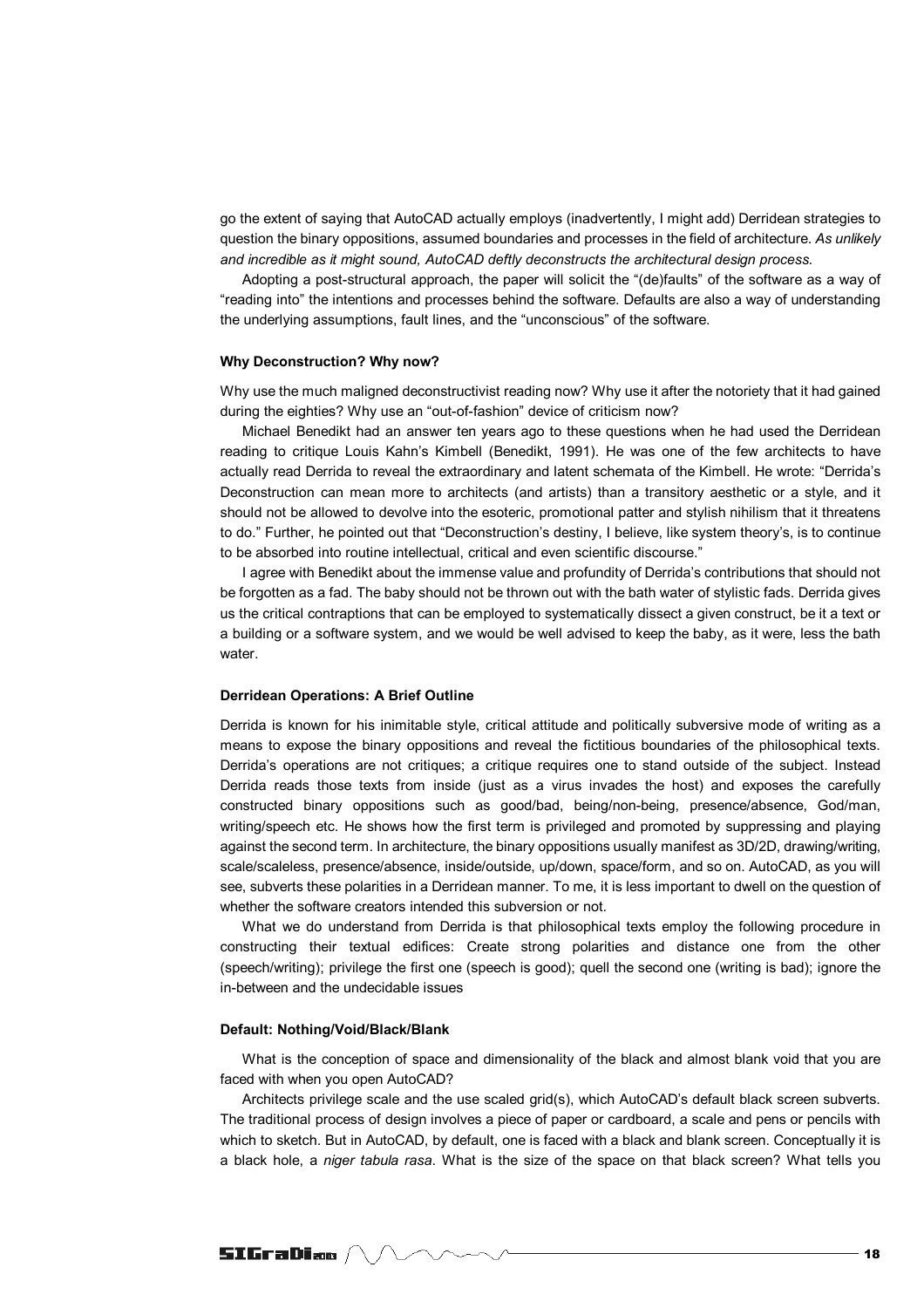go the extent of saying that AutoCAD actually employs (inadvertently, I might add) Derridean strategies to question the binary oppositions, assumed boundaries and processes in the field of architecture. *As unlikely and incredible as it might sound, AutoCAD deftly deconstructs the architectural design process.*

Adopting a post-structural approach, the paper will solicit the "(de)faults" of the software as a way of "reading into" the intentions and processes behind the software. Defaults are also a way of understanding the underlying assumptions, fault lines, and the "unconscious" of the software.

#### Why Deconstruction? Why now?

Why use the much maligned deconstructivist reading now? Why use it after the notoriety that it had gained during the eighties? Why use an "out-of-fashion" device of criticism now?

Michael Benedikt had an answer ten years ago to these questions when he had used the Derridean reading to critique Louis Kahn's Kimbell (Benedikt, 1991). He was one of the few architects to have actually read Derrida to reveal the extraordinary and latent schemata of the Kimbell. He wrote: "Derrida's Deconstruction can mean more to architects (and artists) than a transitory aesthetic or a style, and it should not be allowed to devolve into the esoteric, promotional patter and stylish nihilism that it threatens to do." Further, he pointed out that "Deconstruction's destiny, I believe, like system theory's, is to continue to be absorbed into routine intellectual, critical and even scientific discourse."

I agree with Benedikt about the immense value and profundity of Derrida's contributions that should not be forgotten as a fad. The baby should not be thrown out with the bath water of stylistic fads. Derrida gives us the critical contraptions that can be employed to systematically dissect a given construct, be it a text or a building or a software system, and we would be well advised to keep the baby, as it were, less the bath water.

#### Derridean Operations: A Brief Outline

Derrida is known for his inimitable style, critical attitude and politically subversive mode of writing as a means to expose the binary oppositions and reveal the fictitious boundaries of the philosophical texts. Derrida's operations are not critiques; a critique requires one to stand outside of the subject. Instead Derrida reads those texts from inside (just as a virus invades the host) and exposes the carefully constructed binary oppositions such as good/bad, being/non-being, presence/absence, God/man, writing/speech etc. He shows how the first term is privileged and promoted by suppressing and playing against the second term. In architecture, the binary oppositions usually manifest as 3D/2D, drawing/writing, scale/scaleless, presence/absence, inside/outside, up/down, space/form, and so on. AutoCAD, as you will see, subverts these polarities in a Derridean manner. To me, it is less important to dwell on the question of whether the software creators intended this subversion or not.

What we do understand from Derrida is that philosophical texts employ the following procedure in constructing their textual edifices: Create strong polarities and distance one from the other (speech/writing); privilege the first one (speech is good); quell the second one (writing is bad); ignore the in-between and the undecidable issues

#### Default: Nothing/Void/Black/Blank

What is the conception of space and dimensionality of the black and almost blank void that you are faced with when you open AutoCAD?

Architects privilege scale and the use scaled grid(s), which AutoCAD's default black screen subverts. The traditional process of design involves a piece of paper or cardboard, a scale and pens or pencils with which to sketch. But in AutoCAD, by default, one is faced with a black and blank screen. Conceptually it is a black hole, a *niger tabula rasa*. What is the size of the space on that black screen? What tells you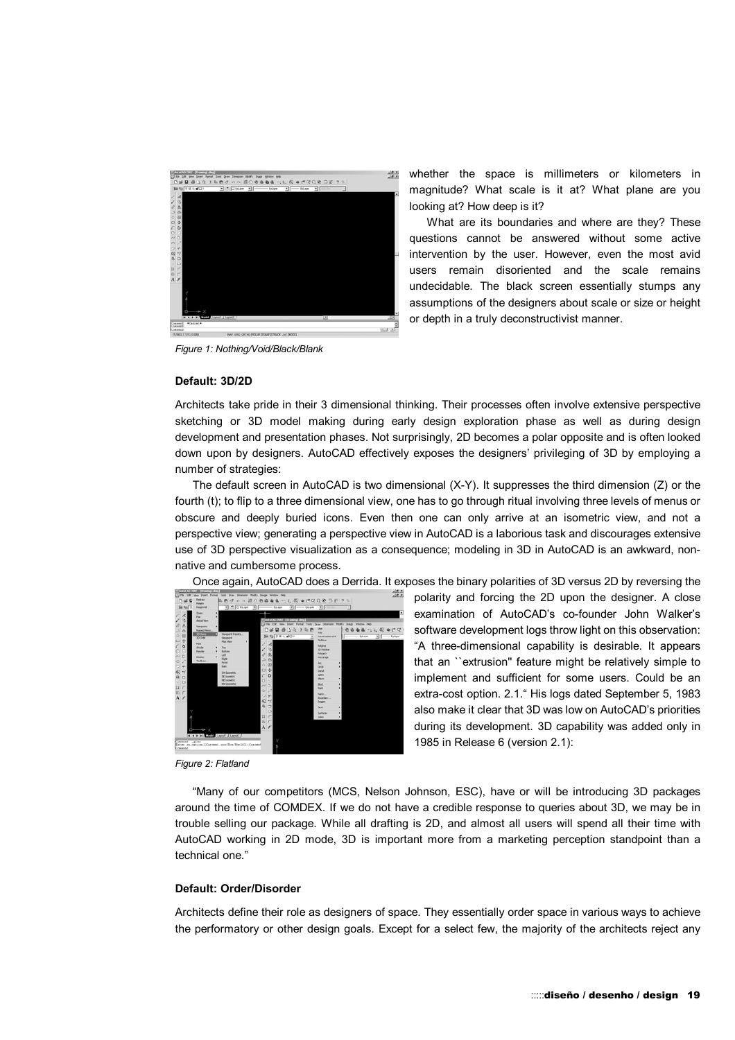whether the space is millimeters or kilometers in magnitude? What scale is it at? What plane are you looking at? How deep is it?

What are its boundaries and where are they? These questions cannot be answered without some active intervention by the user. However, even the most avid users remain disoriented and the scale remains undecidable. The black screen essentially stumps any assumptions of the designers about scale or size or height or depth in a truly deconstructivist manner.

*Figure 1: Nothing/Void/Black/Blank*

**Default: 3D/2D**

Architects take pride in their 3 dimensional thinking. Their processes often involve extensive perspective sketching or 3D model making during early design exploration phase as well as during design development and presentation phases. Not surprisingly, 2D becomes a polar opposite and is often looked down upon by designers. AutoCAD effectively exposes the designers' privileging of 3D by employing a number of strategies:

The default screen in AutoCAD is two dimensional (X-Y). It suppresses the third dimension (Z) or the fourth (t); to flip to a three dimensional view, one has to go through ritual involving three levels of menus or obscure and deeply buried icons. Even then one can only arrive at an isometric view, and not a perspective view; generating a perspective view in AutoCAD is a laborious task and discourages extensive use of 3D perspective visualization as a consequence; modeling in 3D in AutoCAD is an awkward, non-native and cumbersome process.

Once again, AutoCAD does a Derrida. It exposes the binary polarities of 3D versus 2D by reversing the polarity and forcing the 2D upon the designer. A close examination of AutoCAD's co-founder John Walker's software development logs throw light on this observation: "A three-dimensional capability is desirable. It appears that an ``extrusion'' feature might be relatively simple to implement and sufficient for some users. Could be an extra-cost option. 2.1." His logs dated September 5, 1983 also make it clear that 3D was low on AutoCAD's priorities during its development. 3D capability was added only in 1985 in Release 6 (version 2.1):

*Figure 2: Flatland*

"Many of our competitors (MCS, Nelson Johnson, ESC), have or will be introducing 3D packages around the time of COMDEX. If we do not have a credible response to queries about 3D, we may be in trouble selling our package. While all drafting is 2D, and almost all users will spend all their time with AutoCAD working in 2D mode, 3D is important more from a marketing perception standpoint than a technical one."

**Default: Order/Disorder**

Architects define their role as designers of space. They essentially order space in various ways to achieve the performatory or other design goals. Except for a select few, the majority of the architects reject any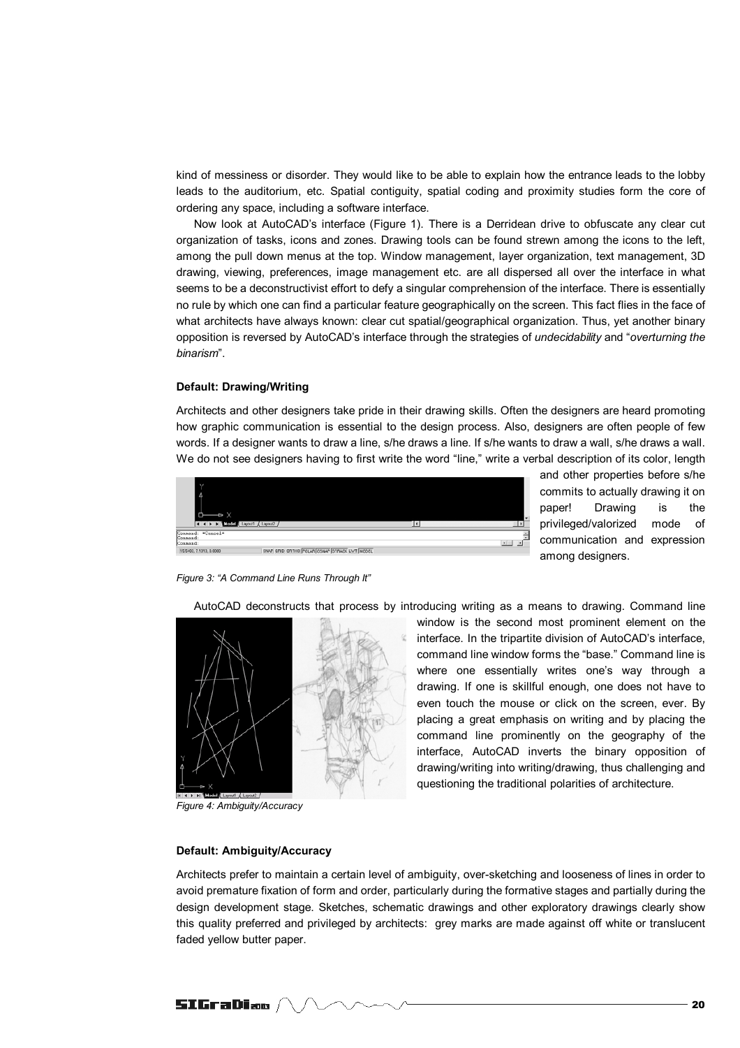kind of messiness or disorder. They would like to be able to explain how the entrance leads to the lobby leads to the auditorium, etc. Spatial contiguity, spatial coding and proximity studies form the core of ordering any space, including a software interface.

Now look at AutoCAD's interface (Figure 1). There is a Derridean drive to obfuscate any clear cut organization of tasks, icons and zones. Drawing tools can be found strewn among the icons to the left, among the pull down menus at the top. Window management, layer organization, text management, 3D drawing, viewing, preferences, image management etc. are all dispersed all over the interface in what seems to be a deconstructivist effort to defy a singular comprehension of the interface. There is essentially no rule by which one can find a particular feature geographically on the screen. This fact flies in the face of what architects have always known: clear cut spatial/geographical organization. Thus, yet another binary opposition is reversed by AutoCAD's interface through the strategies of *undecidability* and "*overturning the binarism*".

#### Default: Drawing/Writing

Architects and other designers take pride in their drawing skills. Often the designers are heard promoting how graphic communication is essential to the design process. Also, designers are often people of few words. If a designer wants to draw a line, s/he draws a line. If s/he wants to draw a wall, s/he draws a wall. We do not see designers having to first write the word "line," write a verbal description of its color, length and other properties before s/he commits to actually drawing it on paper! Drawing is the privileged/valorized mode of communication and expression among designers.

*Figure 3: "A Command Line Runs Through It"*

AutoCAD deconstructs that process by introducing writing as a means to drawing. Command line window is the second most prominent element on the interface. In the tripartite division of AutoCAD's interface, command line window forms the "base." Command line is where one essentially writes one's way through a drawing. If one is skillful enough, one does not have to even touch the mouse or click on the screen, ever. By placing a great emphasis on writing and by placing the command line prominently on the geography of the interface, AutoCAD inverts the binary opposition of drawing/writing into writing/drawing, thus challenging and questioning the traditional polarities of architecture.

*Figure 4: Ambiguity/Accuracy*

#### Default: Ambiguity/Accuracy

Architects prefer to maintain a certain level of ambiguity, over-sketching and looseness of lines in order to avoid premature fixation of form and order, particularly during the formative stages and partially during the design development stage. Sketches, schematic drawings and other exploratory drawings clearly show this quality preferred and privileged by architects: grey marks are made against off white or translucent faded yellow butter paper.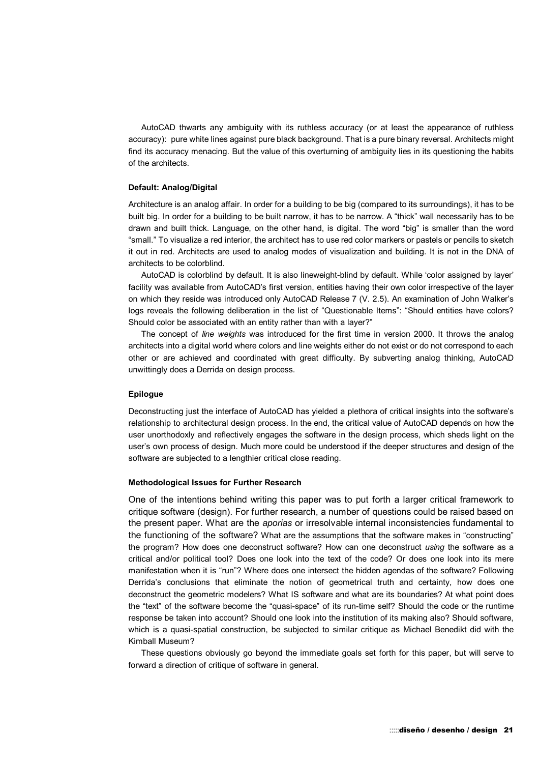AutoCAD thwarts any ambiguity with its ruthless accuracy (or at least the appearance of ruthless accuracy): pure white lines against pure black background. That is a pure binary reversal. Architects might find its accuracy menacing. But the value of this overturning of ambiguity lies in its questioning the habits of the architects.

#### Default: Analog/Digital

Architecture is an analog affair. In order for a building to be big (compared to its surroundings), it has to be built big. In order for a building to be built narrow, it has to be narrow. A "thick" wall necessarily has to be drawn and built thick. Language, on the other hand, is digital. The word "big" is smaller than the word "small." To visualize a red interior, the architect has to use red color markers or pastels or pencils to sketch it out in red. Architects are used to analog modes of visualization and building. It is not in the DNA of architects to be colorblind.

AutoCAD is colorblind by default. It is also lineweight-blind by default. While 'color assigned by layer' facility was available from AutoCAD's first version, entities having their own color irrespective of the layer on which they reside was introduced only AutoCAD Release 7 (V. 2.5). An examination of John Walker's logs reveals the following deliberation in the list of "Questionable Items": "Should entities have colors? Should color be associated with an entity rather than with a layer?"

The concept of *line weights* was introduced for the first time in version 2000. It throws the analog architects into a digital world where colors and line weights either do not exist or do not correspond to each other or are achieved and coordinated with great difficulty. By subverting analog thinking, AutoCAD unwittingly does a Derrida on design process.

#### Epilogue

Deconstructing just the interface of AutoCAD has yielded a plethora of critical insights into the software's relationship to architectural design process. In the end, the critical value of AutoCAD depends on how the user unorthodoxly and reflectively engages the software in the design process, which sheds light on the user's own process of design. Much more could be understood if the deeper structures and design of the software are subjected to a lengthier critical close reading.

#### Methodological Issues for Further Research

One of the intentions behind writing this paper was to put forth a larger critical framework to critique software (design). For further research, a number of questions could be raised based on the present paper. What are the *aporias* or irresolvable internal inconsistencies fundamental to the functioning of the software? What are the assumptions that the software makes in "constructing" the program? How does one deconstruct software? How can one deconstruct *using* the software as a critical and/or political tool? Does one look into the text of the code? Or does one look into its mere manifestation when it is "run"? Where does one intersect the hidden agendas of the software? Following Derrida's conclusions that eliminate the notion of geometrical truth and certainty, how does one deconstruct the geometric modelers? What IS software and what are its boundaries? At what point does the "text" of the software become the "quasi-space" of its run-time self? Should the code or the runtime response be taken into account? Should one look into the institution of its making also? Should software, which is a quasi-spatial construction, be subjected to similar critique as Michael Benedikt did with the Kimball Museum?

These questions obviously go beyond the immediate goals set forth for this paper, but will serve to forward a direction of critique of software in general.